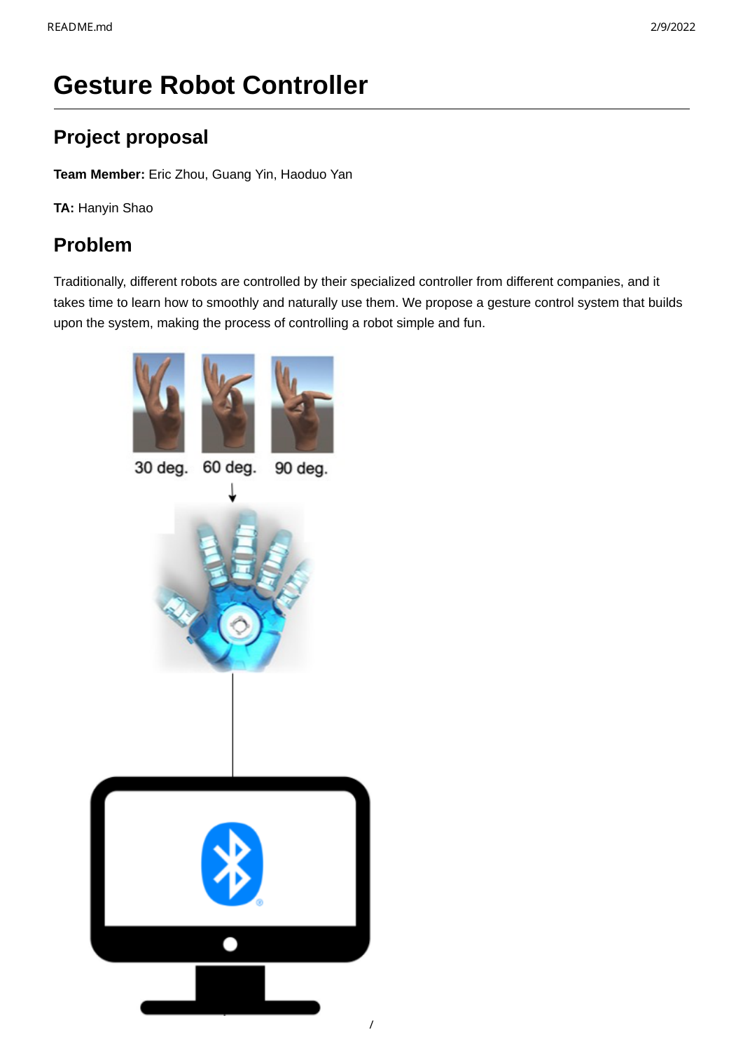# Gesture Robot Controller

## Project proposal

**Team Member:** Eric Zhou, Guang Yin, Haoduo Yan

**TA:** Hanyin Shao

## Problem

Traditionally, different robots are controlled by their specialized controller from different companies, and it takes time to learn how to smoothly and naturally use them. We propose a gesture control system that builds upon the system, making the process of controlling a robot simple and fun.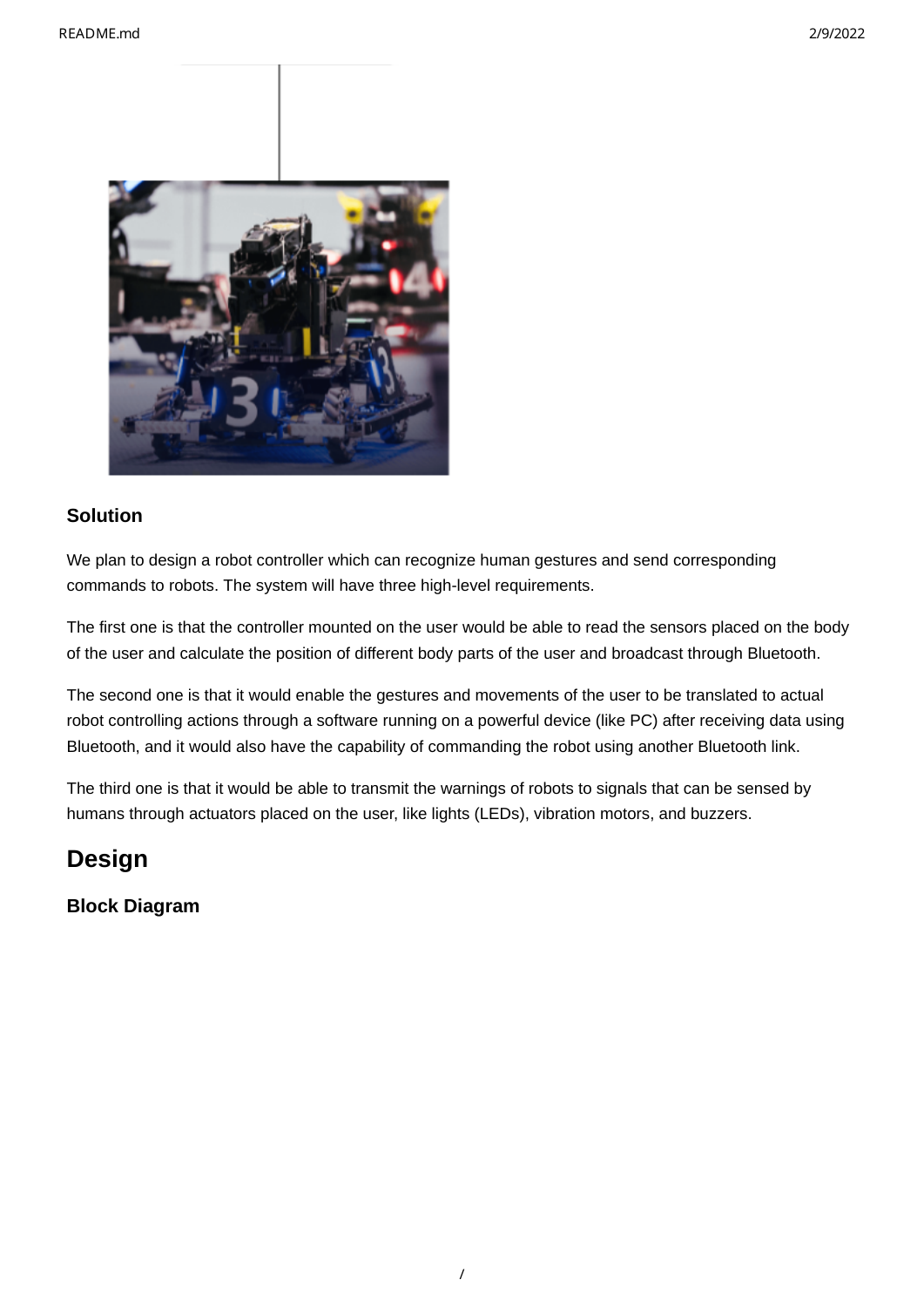### Solution

We plan to design a robot controller which can recognize human gestures and send corresponding commands to robots. The system will have three high-level requirements.

The first one is that the controller mounted on the user would be able to read the sensors placed on the body of the user and calculate the position of different body parts of the user and broadcast through Bluetooth.

The second one is that it would enable the gestures and movements of the user to be translated to actual robot controlling actions through a software running on a powerful device (like PC) after receiving data using Bluetooth, and it would also have the capability of commanding the robot using another Bluetooth link.

The third one is that it would be able to transmit the warnings of robots to signals that can be sensed by humans through actuators placed on the user, like lights (LEDs), vibration motors, and buzzers.

## Design

### Block Diagram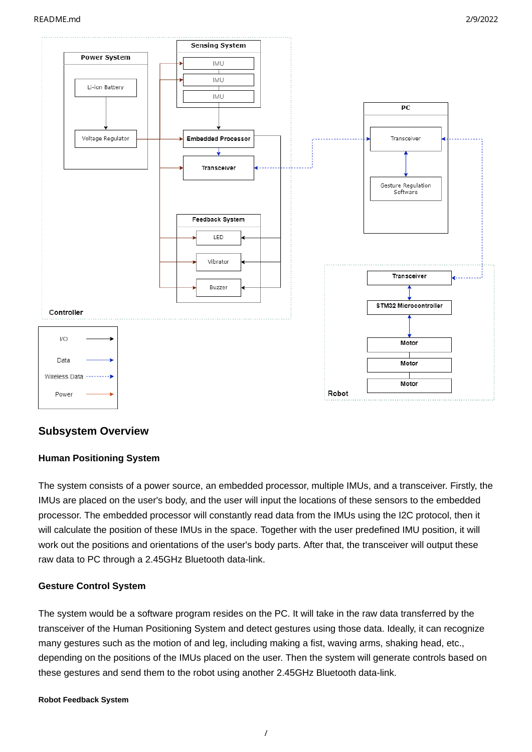### Subsystem Overview

#### Human Positioning System

The system consists of a power source, an embedded processor, multiple IMUs, and a transceiver. Firstly, the IMUs are placed on the user's body, and the user will input the locations of these sensors to the embedded processor. The embedded processor will constantly read data from the IMUs using the I2C protocol, then it will calculate the position of these IMUs in the space. Together with the user predefined IMU position, it will work out the positions and orientations of the user's body parts. After that, the transceiver will output these raw data to PC through a 2.45GHz Bluetooth data-link.

#### Gesture Control System

The system would be a software program resides on the PC. It will take in the raw data transferred by the transceiver of the Human Positioning System and detect gestures using those data. Ideally, it can recognize many gestures such as the motion of and leg, including making a fist, waving arms, shaking head, etc., depending on the positions of the IMUs placed on the user. Then the system will generate controls based on these gestures and send them to the robot using another 2.45GHz Bluetooth data-link.

##### Robot Feedback System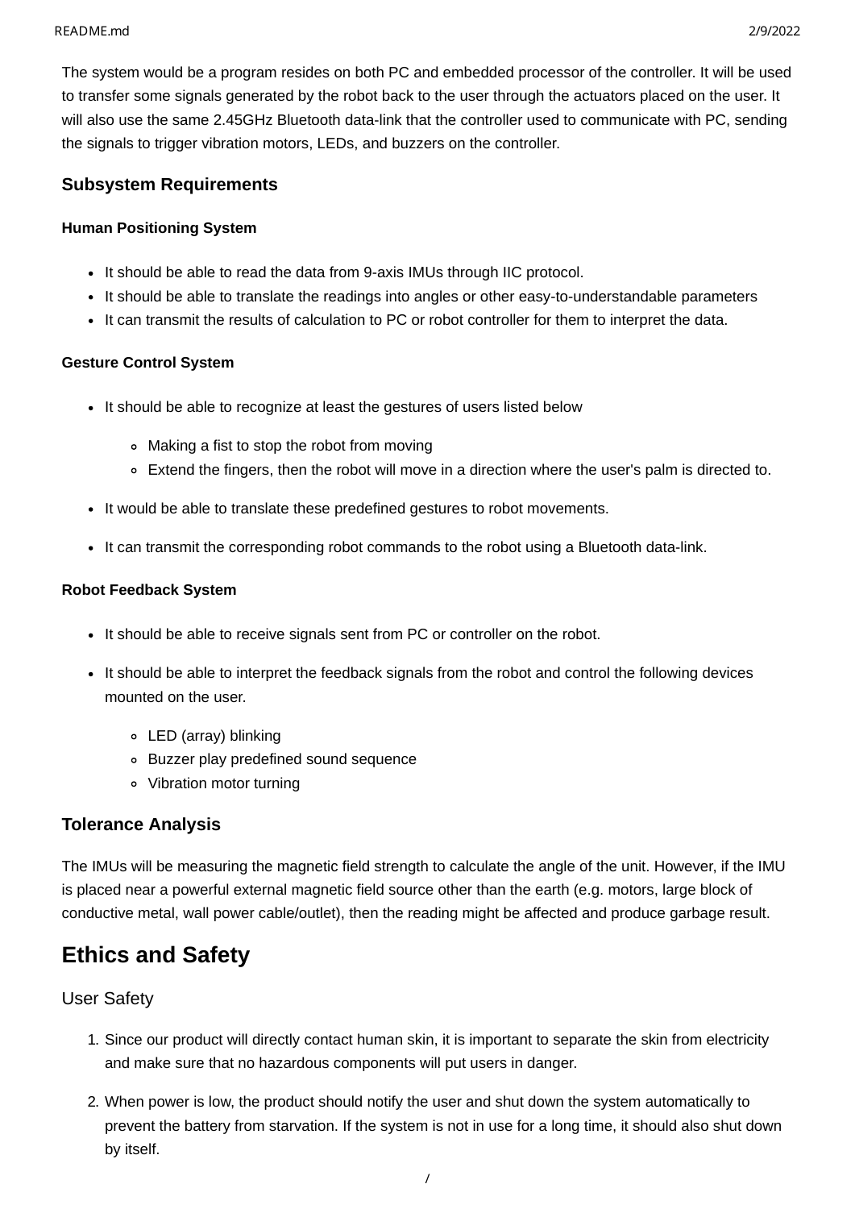The system would be a program resides on both PC and embedded processor of the controller. It will be used to transfer some signals generated by the robot back to the user through the actuators placed on the user. It will also use the same 2.45GHz Bluetooth data-link that the controller used to communicate with PC, sending the signals to trigger vibration motors, LEDs, and buzzers on the controller.

### Subsystem Requirements

#### Human Positioning System

- It should be able to read the data from 9-axis IMUs through IIC protocol.
- It should be able to translate the readings into angles or other easy-to-understandable parameters
- It can transmit the results of calculation to PC or robot controller for them to interpret the data.

#### Gesture Control System

- It should be able to recognize at least the gestures of users listed below
  - Making a fist to stop the robot from moving
  - Extend the fingers, then the robot will move in a direction where the user's palm is directed to.
- It would be able to translate these predefined gestures to robot movements.
- It can transmit the corresponding robot commands to the robot using a Bluetooth data-link.

#### Robot Feedback System

- It should be able to receive signals sent from PC or controller on the robot.
- It should be able to interpret the feedback signals from the robot and control the following devices mounted on the user.
  - LED (array) blinking
  - Buzzer play predefined sound sequence
  - Vibration motor turning

### Tolerance Analysis

The IMUs will be measuring the magnetic field strength to calculate the angle of the unit. However, if the IMU is placed near a powerful external magnetic field source other than the earth (e.g. motors, large block of conductive metal, wall power cable/outlet), then the reading might be affected and produce garbage result.

## Ethics and Safety

### User Safety

1. Since our product will directly contact human skin, it is important to separate the skin from electricity and make sure that no hazardous components will put users in danger.
2. When power is low, the product should notify the user and shut down the system automatically to prevent the battery from starvation. If the system is not in use for a long time, it should also shut down by itself.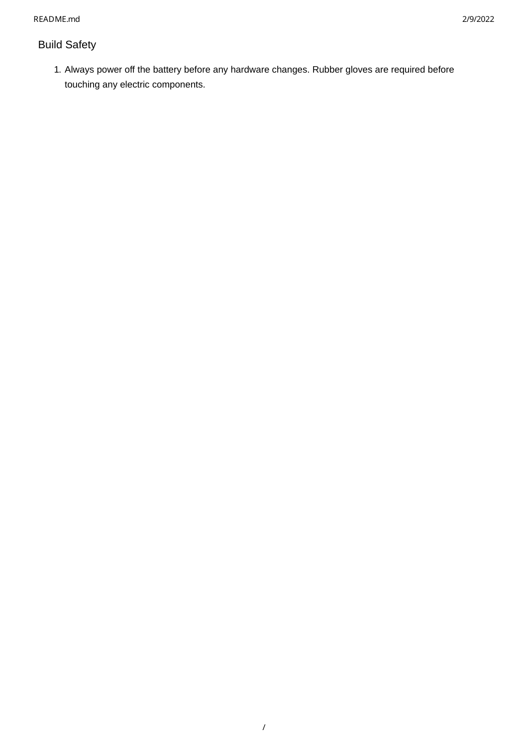## Build Safety

1. Always power off the battery before any hardware changes. Rubber gloves are required before touching any electric components.